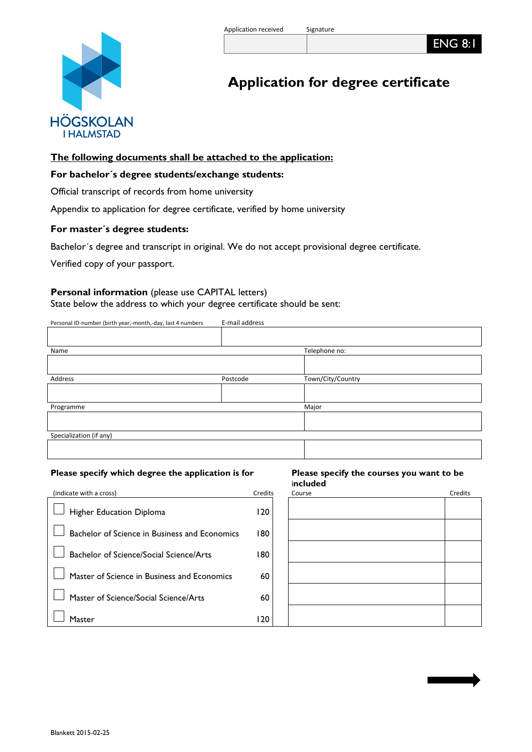| Application received | Signature | ENG 8:1 |
| --- | --- | --- |
| | | |

HÖGSKOLAN I HALMSTAD

# Application for degree certificate

**The following documents shall be attached to the application:**

**For bachelor´s degree students/exchange students:**

Official transcript of records from home university

Appendix to application for degree certificate, verified by home university

**For master´s degree students:**

Bachelor´s degree and transcript in original. We do not accept provisional degree certificate.

Verified copy of your passport.

**Personal information** (please use CAPITAL letters)
State below the address to which your degree certificate should be sent:

| Personal ID-number (birth year,-month,-day, last 4 numbers | E-mail address | |
| --- | --- | --- |
| | | |
| Name | | Telephone no: |
| | | |
| Address | Postcode | Town/City/Country |
| | | |
| Programme | | Major |
| | | |
| Specialization (if any) | | |
| | | |

**Please specify which degree the application is for**

| (indicate with a cross) | Credits |
| --- | --- |
| ☐ Higher Education Diploma | 120 |
| ☐ Bachelor of Science in Business and Economics | 180 |
| ☐ Bachelor of Science/Social Science/Arts | 180 |
| ☐ Master of Science in Business and Economics | 60 |
| ☐ Master of Science/Social Science/Arts | 60 |
| ☐ Master | 120 |

**Please specify the courses you want to be included**

| Course | Credits |
| --- | --- |
| | |
| | |
| | |
| | |
| | |
| | |

Blankett 2015-02-25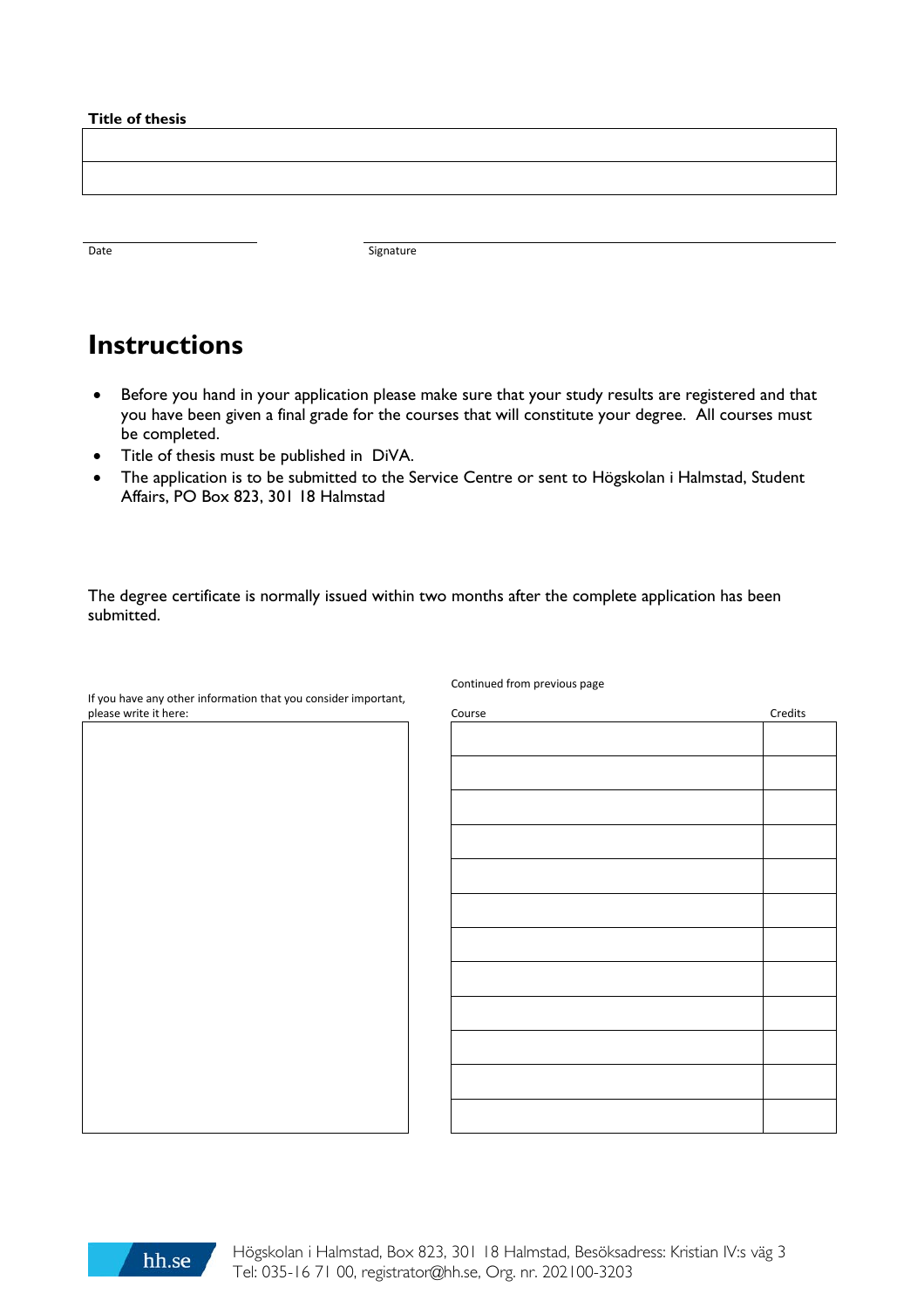**Title of thesis**

| |
|---|
| |
| |

Date

Signature

# Instructions

- Before you hand in your application please make sure that your study results are registered and that you have been given a final grade for the courses that will constitute your degree. All courses must be completed.
- Title of thesis must be published in DiVA.
- The application is to be submitted to the Service Centre or sent to Högskolan i Halmstad, Student Affairs, PO Box 823, 301 18 Halmstad

The degree certificate is normally issued within two months after the complete application has been submitted.

If you have any other information that you consider important, please write it here:

| |
|---|
| |

Continued from previous page

| Course | Credits |
|---|---|
| | |
| | |
| | |
| | |
| | |
| | |
| | |
| | |
| | |
| | |
| | |
| | |

hh.se

Högskolan i Halmstad, Box 823, 301 18 Halmstad, Besöksadress: Kristian IV:s väg 3
Tel: 035-16 71 00, registrator@hh.se, Org. nr. 202100-3203